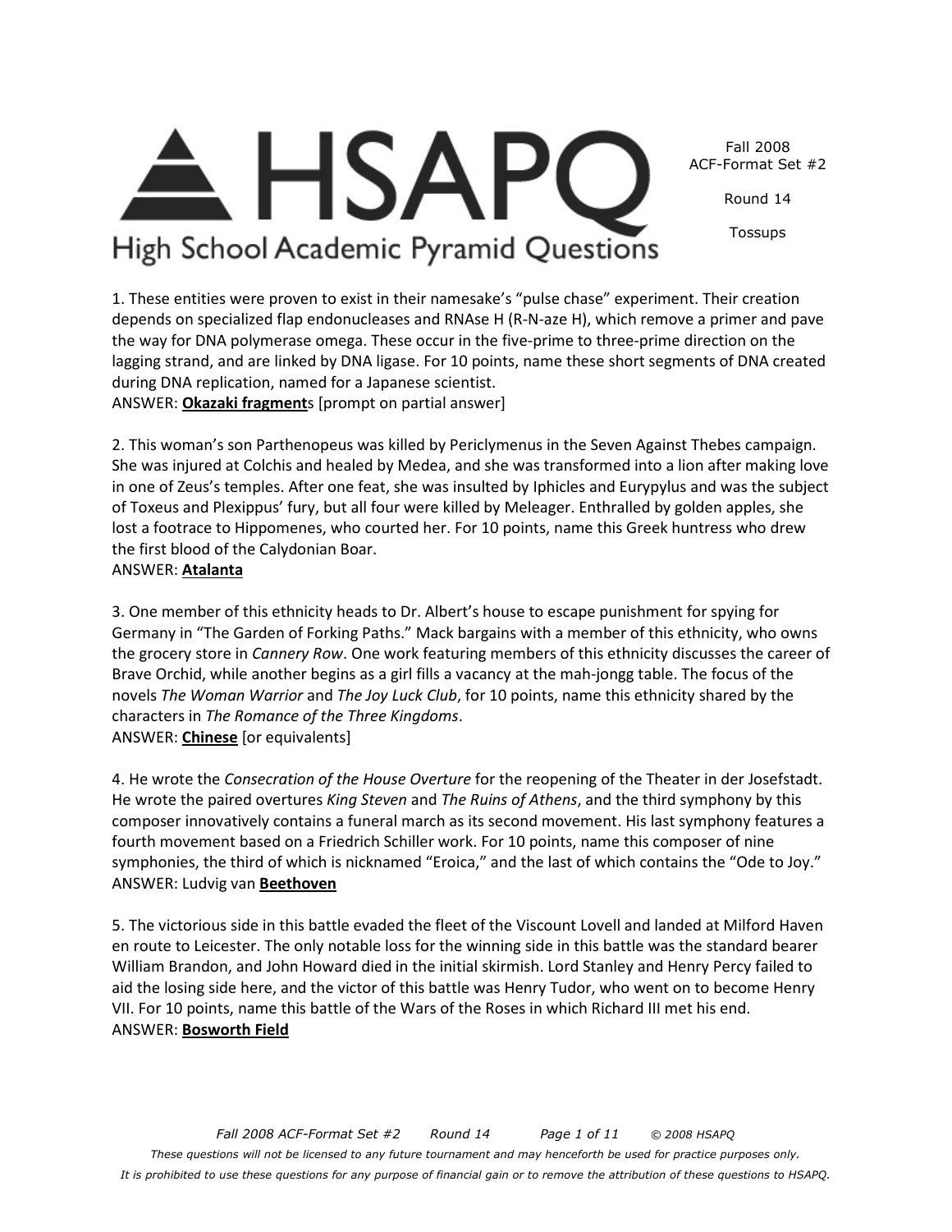# HSAPQ

## High School Academic Pyramid Questions

Fall 2008
ACF-Format Set #2

Round 14

Tossups

1. These entities were proven to exist in their namesake's "pulse chase" experiment. Their creation depends on specialized flap endonucleases and RNAse H (R-N-aze H), which remove a primer and pave the way for DNA polymerase omega. These occur in the five-prime to three-prime direction on the lagging strand, and are linked by DNA ligase. For 10 points, name these short segments of DNA created during DNA replication, named for a Japanese scientist.
ANSWER: **Okazaki fragment**s [prompt on partial answer]

2. This woman's son Parthenopeus was killed by Periclymenus in the Seven Against Thebes campaign. She was injured at Colchis and healed by Medea, and she was transformed into a lion after making love in one of Zeus's temples. After one feat, she was insulted by Iphicles and Eurypylus and was the subject of Toxeus and Plexippus' fury, but all four were killed by Meleager. Enthralled by golden apples, she lost a footrace to Hippomenes, who courted her. For 10 points, name this Greek huntress who drew the first blood of the Calydonian Boar.
ANSWER: **Atalanta**

3. One member of this ethnicity heads to Dr. Albert's house to escape punishment for spying for Germany in "The Garden of Forking Paths." Mack bargains with a member of this ethnicity, who owns the grocery store in *Cannery Row*. One work featuring members of this ethnicity discusses the career of Brave Orchid, while another begins as a girl fills a vacancy at the mah-jongg table. The focus of the novels *The Woman Warrior* and *The Joy Luck Club*, for 10 points, name this ethnicity shared by the characters in *The Romance of the Three Kingdoms*.
ANSWER: **Chinese** [or equivalents]

4. He wrote the *Consecration of the House Overture* for the reopening of the Theater in der Josefstadt. He wrote the paired overtures *King Steven* and *The Ruins of Athens*, and the third symphony by this composer innovatively contains a funeral march as its second movement. His last symphony features a fourth movement based on a Friedrich Schiller work. For 10 points, name this composer of nine symphonies, the third of which is nicknamed "Eroica," and the last of which contains the "Ode to Joy."
ANSWER: Ludvig van **Beethoven**

5. The victorious side in this battle evaded the fleet of the Viscount Lovell and landed at Milford Haven en route to Leicester. The only notable loss for the winning side in this battle was the standard bearer William Brandon, and John Howard died in the initial skirmish. Lord Stanley and Henry Percy failed to aid the losing side here, and the victor of this battle was Henry Tudor, who went on to become Henry VII. For 10 points, name this battle of the Wars of the Roses in which Richard III met his end.
ANSWER: **Bosworth Field**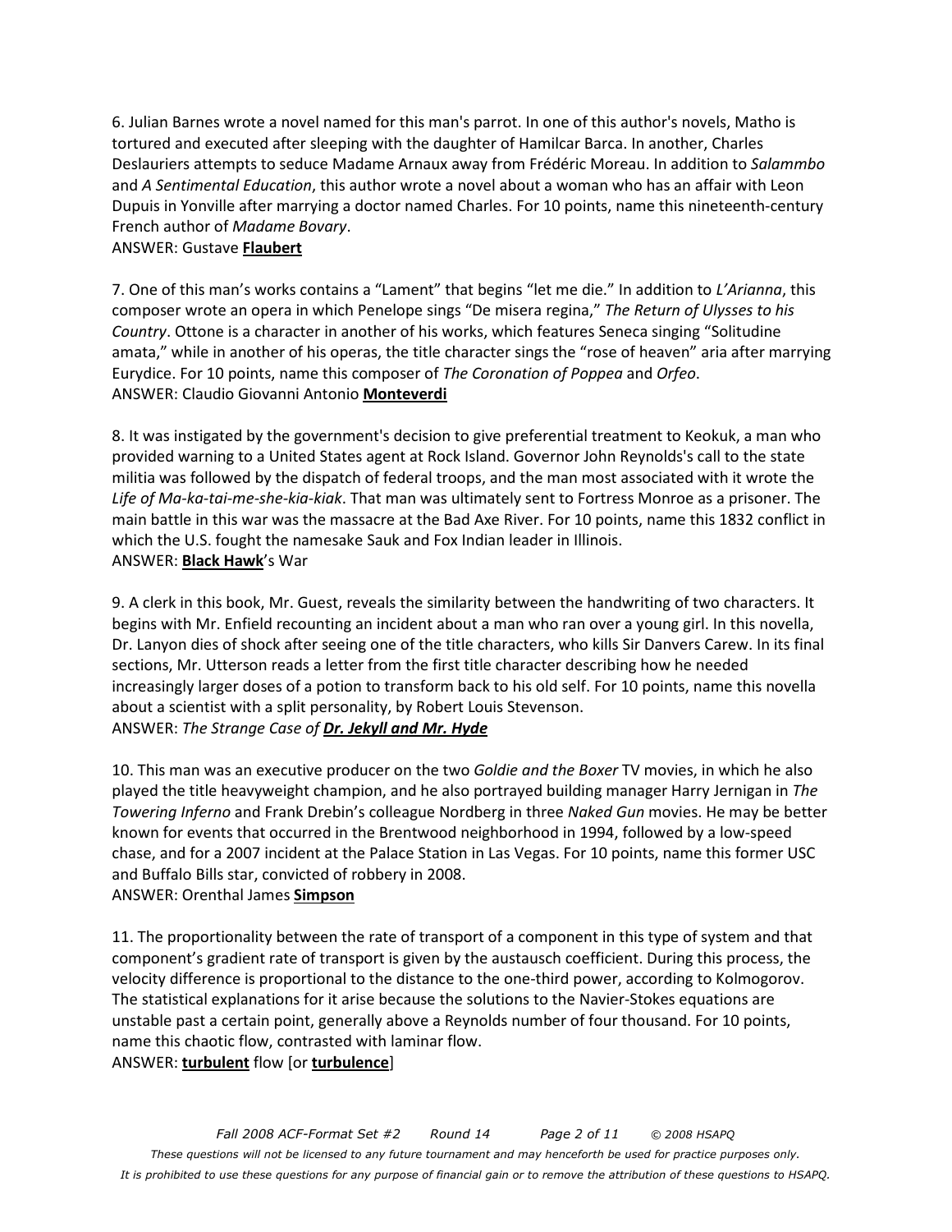6. Julian Barnes wrote a novel named for this man's parrot. In one of this author's novels, Matho is tortured and executed after sleeping with the daughter of Hamilcar Barca. In another, Charles Deslauriers attempts to seduce Madame Arnaux away from Frédéric Moreau. In addition to *Salammbo* and *A Sentimental Education*, this author wrote a novel about a woman who has an affair with Leon Dupuis in Yonville after marrying a doctor named Charles. For 10 points, name this nineteenth-century French author of *Madame Bovary*.
ANSWER: Gustave **Flaubert**

7. One of this man's works contains a "Lament" that begins "let me die." In addition to *L'Arianna*, this composer wrote an opera in which Penelope sings "De misera regina," *The Return of Ulysses to his Country*. Ottone is a character in another of his works, which features Seneca singing "Solitudine amata," while in another of his operas, the title character sings the "rose of heaven" aria after marrying Eurydice. For 10 points, name this composer of *The Coronation of Poppea* and *Orfeo*.
ANSWER: Claudio Giovanni Antonio **Monteverdi**

8. It was instigated by the government's decision to give preferential treatment to Keokuk, a man who provided warning to a United States agent at Rock Island. Governor John Reynolds's call to the state militia was followed by the dispatch of federal troops, and the man most associated with it wrote the *Life of Ma-ka-tai-me-she-kia-kiak*. That man was ultimately sent to Fortress Monroe as a prisoner. The main battle in this war was the massacre at the Bad Axe River. For 10 points, name this 1832 conflict in which the U.S. fought the namesake Sauk and Fox Indian leader in Illinois.
ANSWER: **Black Hawk**'s War

9. A clerk in this book, Mr. Guest, reveals the similarity between the handwriting of two characters. It begins with Mr. Enfield recounting an incident about a man who ran over a young girl. In this novella, Dr. Lanyon dies of shock after seeing one of the title characters, who kills Sir Danvers Carew. In its final sections, Mr. Utterson reads a letter from the first title character describing how he needed increasingly larger doses of a potion to transform back to his old self. For 10 points, name this novella about a scientist with a split personality, by Robert Louis Stevenson.
ANSWER: *The Strange Case of **Dr. Jekyll and Mr. Hyde***

10. This man was an executive producer on the two *Goldie and the Boxer* TV movies, in which he also played the title heavyweight champion, and he also portrayed building manager Harry Jernigan in *The Towering Inferno* and Frank Drebin's colleague Nordberg in three *Naked Gun* movies. He may be better known for events that occurred in the Brentwood neighborhood in 1994, followed by a low-speed chase, and for a 2007 incident at the Palace Station in Las Vegas. For 10 points, name this former USC and Buffalo Bills star, convicted of robbery in 2008.
ANSWER: Orenthal James **Simpson**

11. The proportionality between the rate of transport of a component in this type of system and that component's gradient rate of transport is given by the austausch coefficient. During this process, the velocity difference is proportional to the distance to the one-third power, according to Kolmogorov. The statistical explanations for it arise because the solutions to the Navier-Stokes equations are unstable past a certain point, generally above a Reynolds number of four thousand. For 10 points, name this chaotic flow, contrasted with laminar flow.
ANSWER: **turbulent** flow [or **turbulence**]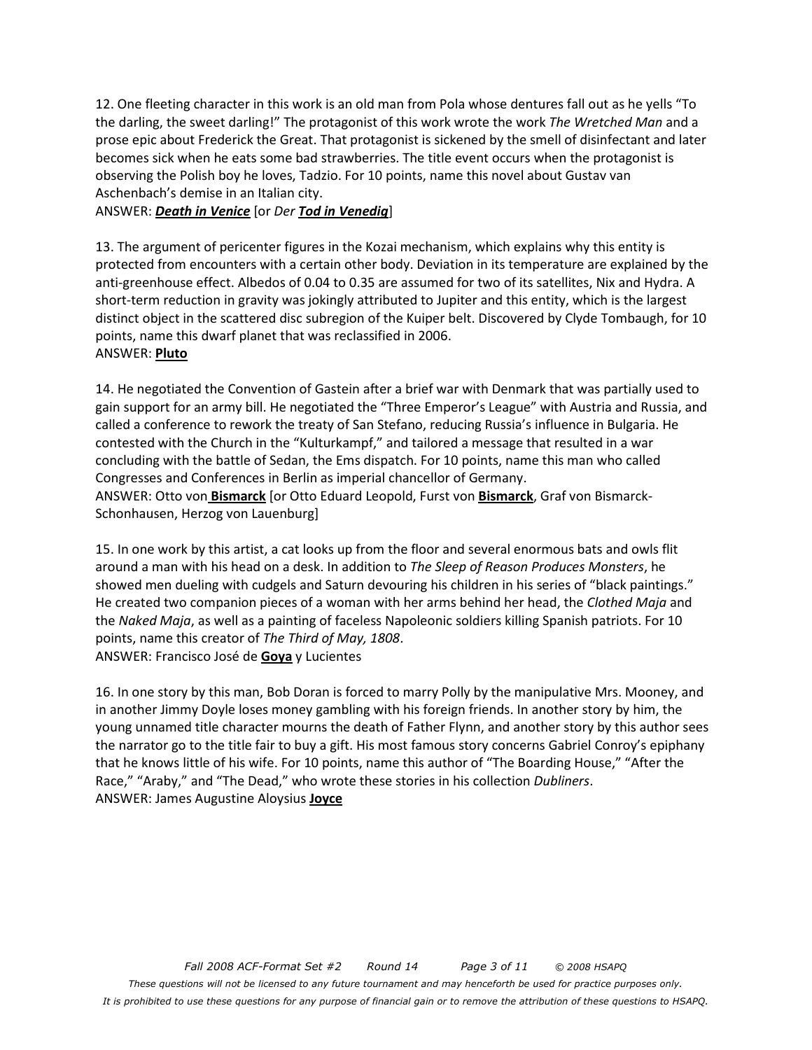12. One fleeting character in this work is an old man from Pola whose dentures fall out as he yells "To the darling, the sweet darling!" The protagonist of this work wrote the work *The Wretched Man* and a prose epic about Frederick the Great. That protagonist is sickened by the smell of disinfectant and later becomes sick when he eats some bad strawberries. The title event occurs when the protagonist is observing the Polish boy he loves, Tadzio. For 10 points, name this novel about Gustav van Aschenbach's demise in an Italian city.
ANSWER: ***Death in Venice*** [or *Der* ***Tod in Venedig***]

13. The argument of pericenter figures in the Kozai mechanism, which explains why this entity is protected from encounters with a certain other body. Deviation in its temperature are explained by the anti-greenhouse effect. Albedos of 0.04 to 0.35 are assumed for two of its satellites, Nix and Hydra. A short-term reduction in gravity was jokingly attributed to Jupiter and this entity, which is the largest distinct object in the scattered disc subregion of the Kuiper belt. Discovered by Clyde Tombaugh, for 10 points, name this dwarf planet that was reclassified in 2006.
ANSWER: **Pluto**

14. He negotiated the Convention of Gastein after a brief war with Denmark that was partially used to gain support for an army bill. He negotiated the "Three Emperor's League" with Austria and Russia, and called a conference to rework the treaty of San Stefano, reducing Russia's influence in Bulgaria. He contested with the Church in the "Kulturkampf," and tailored a message that resulted in a war concluding with the battle of Sedan, the Ems dispatch. For 10 points, name this man who called Congresses and Conferences in Berlin as imperial chancellor of Germany.
ANSWER: Otto von **Bismarck** [or Otto Eduard Leopold, Furst von **Bismarck**, Graf von Bismarck-Schonhausen, Herzog von Lauenburg]

15. In one work by this artist, a cat looks up from the floor and several enormous bats and owls flit around a man with his head on a desk. In addition to *The Sleep of Reason Produces Monsters*, he showed men dueling with cudgels and Saturn devouring his children in his series of "black paintings." He created two companion pieces of a woman with her arms behind her head, the *Clothed Maja* and the *Naked Maja*, as well as a painting of faceless Napoleonic soldiers killing Spanish patriots. For 10 points, name this creator of *The Third of May, 1808*.
ANSWER: Francisco José de **Goya** y Lucientes

16. In one story by this man, Bob Doran is forced to marry Polly by the manipulative Mrs. Mooney, and in another Jimmy Doyle loses money gambling with his foreign friends. In another story by him, the young unnamed title character mourns the death of Father Flynn, and another story by this author sees the narrator go to the title fair to buy a gift. His most famous story concerns Gabriel Conroy's epiphany that he knows little of his wife. For 10 points, name this author of "The Boarding House," "After the Race," "Araby," and "The Dead," who wrote these stories in his collection *Dubliners*.
ANSWER: James Augustine Aloysius **Joyce**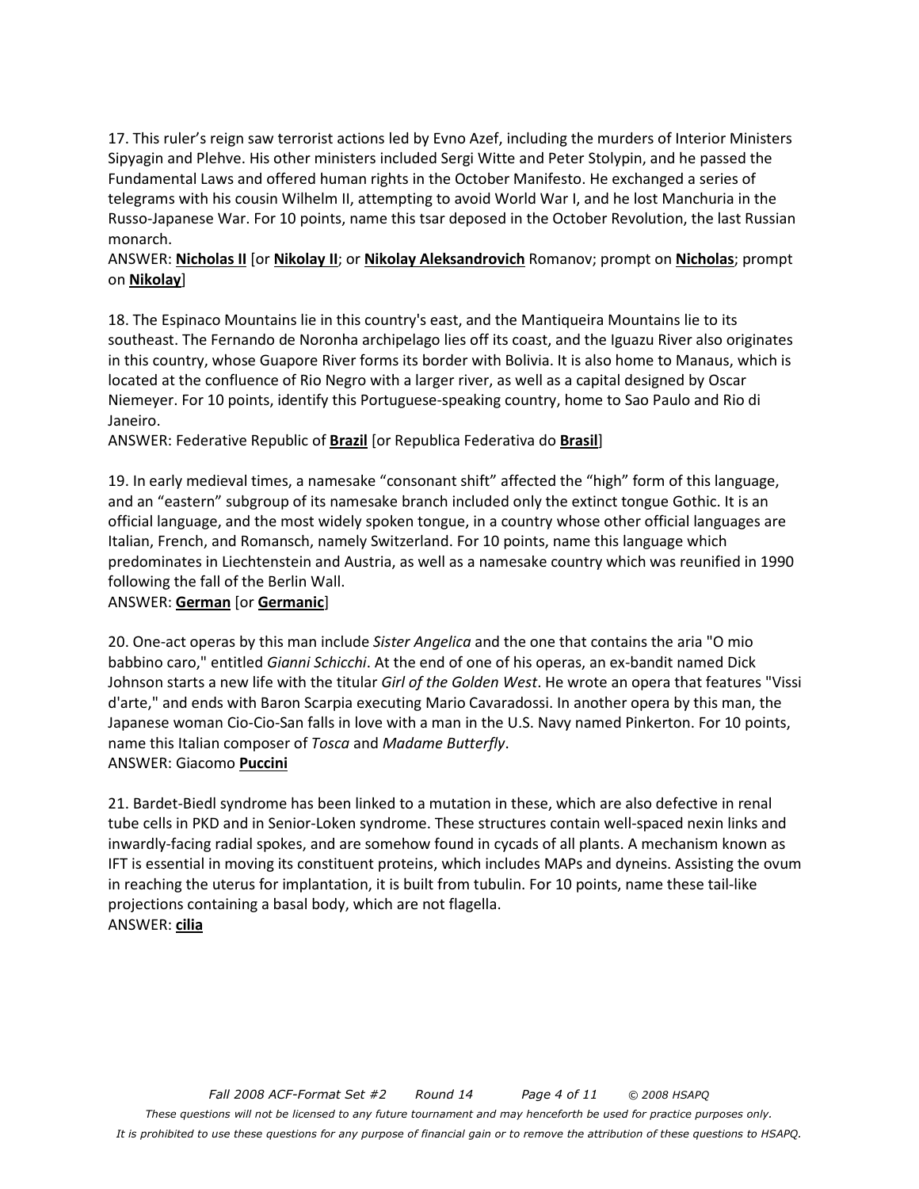17. This ruler's reign saw terrorist actions led by Evno Azef, including the murders of Interior Ministers Sipyagin and Plehve. His other ministers included Sergi Witte and Peter Stolypin, and he passed the Fundamental Laws and offered human rights in the October Manifesto. He exchanged a series of telegrams with his cousin Wilhelm II, attempting to avoid World War I, and he lost Manchuria in the Russo-Japanese War. For 10 points, name this tsar deposed in the October Revolution, the last Russian monarch.

ANSWER: **Nicholas II** [or **Nikolay II**; or **Nikolay Aleksandrovich** Romanov; prompt on **Nicholas**; prompt on **Nikolay**]

18. The Espinaco Mountains lie in this country's east, and the Mantiqueira Mountains lie to its southeast. The Fernando de Noronha archipelago lies off its coast, and the Iguazu River also originates in this country, whose Guapore River forms its border with Bolivia. It is also home to Manaus, which is located at the confluence of Rio Negro with a larger river, as well as a capital designed by Oscar Niemeyer. For 10 points, identify this Portuguese-speaking country, home to Sao Paulo and Rio di Janeiro.

ANSWER: Federative Republic of **Brazil** [or Republica Federativa do **Brasil**]

19. In early medieval times, a namesake "consonant shift" affected the "high" form of this language, and an "eastern" subgroup of its namesake branch included only the extinct tongue Gothic. It is an official language, and the most widely spoken tongue, in a country whose other official languages are Italian, French, and Romansch, namely Switzerland. For 10 points, name this language which predominates in Liechtenstein and Austria, as well as a namesake country which was reunified in 1990 following the fall of the Berlin Wall.

ANSWER: **German** [or **Germanic**]

20. One-act operas by this man include *Sister Angelica* and the one that contains the aria "O mio babbino caro," entitled *Gianni Schicchi*. At the end of one of his operas, an ex-bandit named Dick Johnson starts a new life with the titular *Girl of the Golden West*. He wrote an opera that features "Vissi d'arte," and ends with Baron Scarpia executing Mario Cavaradossi. In another opera by this man, the Japanese woman Cio-Cio-San falls in love with a man in the U.S. Navy named Pinkerton. For 10 points, name this Italian composer of *Tosca* and *Madame Butterfly*.

ANSWER: Giacomo **Puccini**

21. Bardet-Biedl syndrome has been linked to a mutation in these, which are also defective in renal tube cells in PKD and in Senior-Loken syndrome. These structures contain well-spaced nexin links and inwardly-facing radial spokes, and are somehow found in cycads of all plants. A mechanism known as IFT is essential in moving its constituent proteins, which includes MAPs and dyneins. Assisting the ovum in reaching the uterus for implantation, it is built from tubulin. For 10 points, name these tail-like projections containing a basal body, which are not flagella.

ANSWER: **cilia**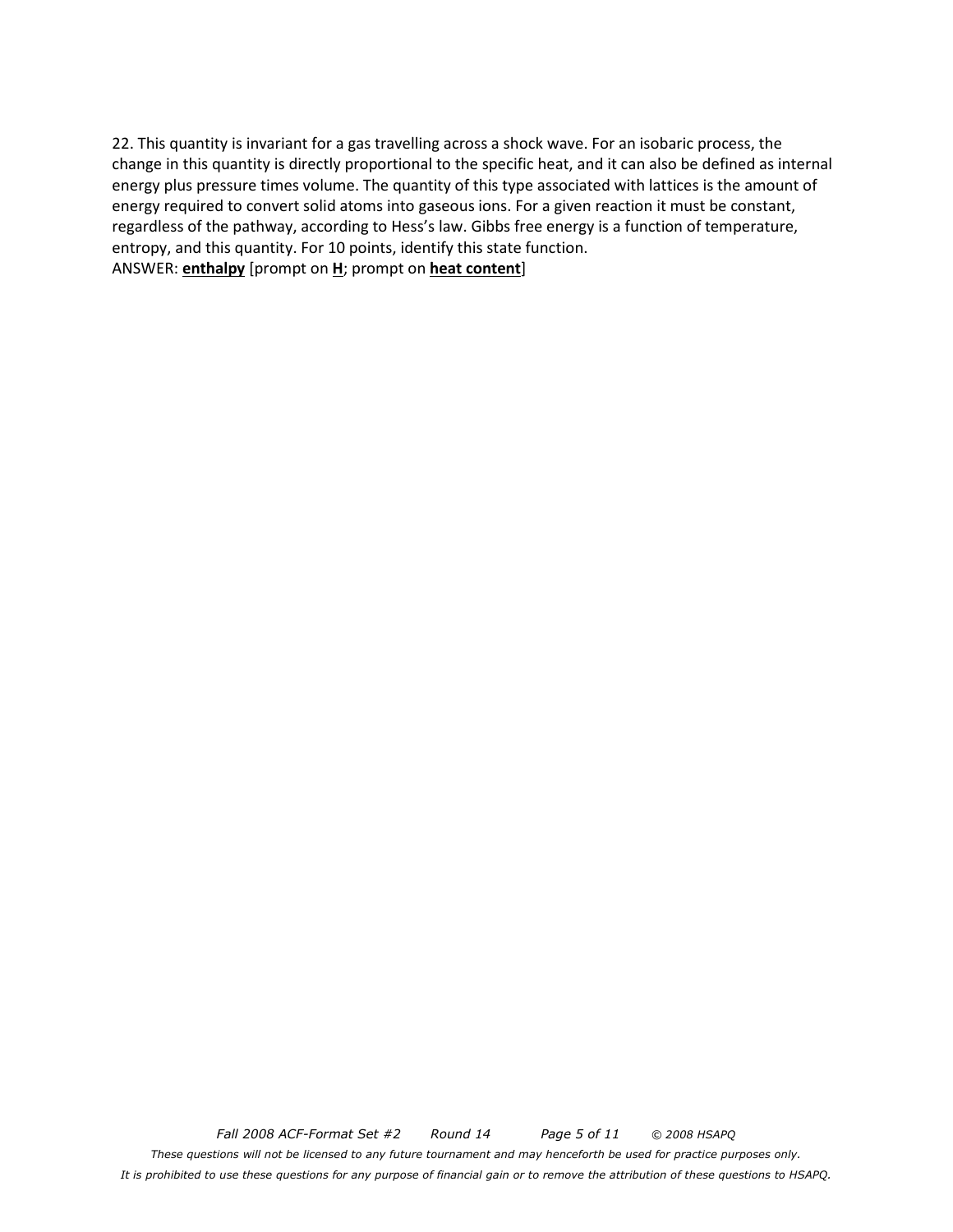22. This quantity is invariant for a gas travelling across a shock wave. For an isobaric process, the change in this quantity is directly proportional to the specific heat, and it can also be defined as internal energy plus pressure times volume. The quantity of this type associated with lattices is the amount of energy required to convert solid atoms into gaseous ions. For a given reaction it must be constant, regardless of the pathway, according to Hess's law. Gibbs free energy is a function of temperature, entropy, and this quantity. For 10 points, identify this state function.

ANSWER: **<u>enthalpy</u>** [prompt on **<u>H</u>**; prompt on **<u>heat content</u>**]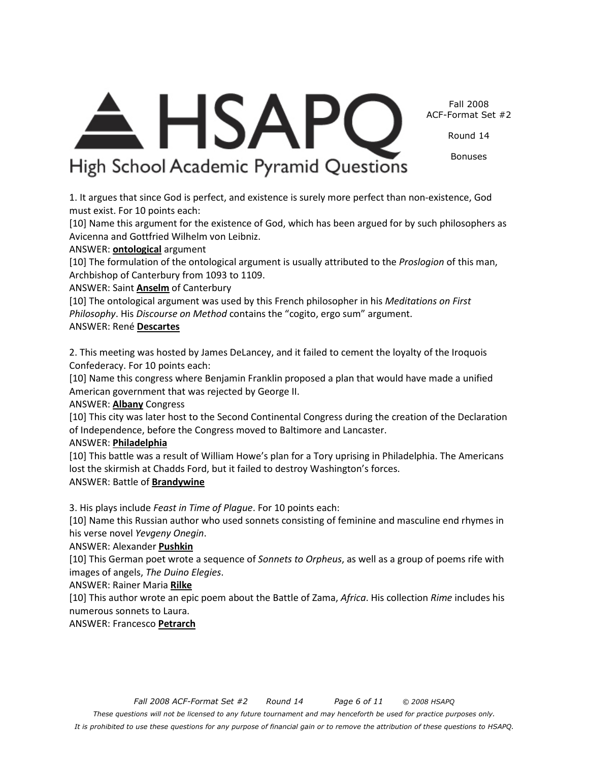1. It argues that since God is perfect, and existence is surely more perfect than non-existence, God must exist. For 10 points each:

[10] Name this argument for the existence of God, which has been argued for by such philosophers as Avicenna and Gottfried Wilhelm von Leibniz.

ANSWER: **ontological** argument

[10] The formulation of the ontological argument is usually attributed to the *Proslogion* of this man, Archbishop of Canterbury from 1093 to 1109.

ANSWER: Saint **Anselm** of Canterbury

[10] The ontological argument was used by this French philosopher in his *Meditations on First Philosophy*. His *Discourse on Method* contains the "cogito, ergo sum" argument.

ANSWER: René **Descartes**

2. This meeting was hosted by James DeLancey, and it failed to cement the loyalty of the Iroquois Confederacy. For 10 points each:

[10] Name this congress where Benjamin Franklin proposed a plan that would have made a unified American government that was rejected by George II.

ANSWER: **Albany** Congress

[10] This city was later host to the Second Continental Congress during the creation of the Declaration of Independence, before the Congress moved to Baltimore and Lancaster.

ANSWER: **Philadelphia**

[10] This battle was a result of William Howe's plan for a Tory uprising in Philadelphia. The Americans lost the skirmish at Chadds Ford, but it failed to destroy Washington's forces.

ANSWER: Battle of **Brandywine**

3. His plays include *Feast in Time of Plague*. For 10 points each:

[10] Name this Russian author who used sonnets consisting of feminine and masculine end rhymes in his verse novel *Yevgeny Onegin*.

ANSWER: Alexander **Pushkin**

[10] This German poet wrote a sequence of *Sonnets to Orpheus*, as well as a group of poems rife with images of angels, *The Duino Elegies*.

ANSWER: Rainer Maria **Rilke**

[10] This author wrote an epic poem about the Battle of Zama, *Africa*. His collection *Rime* includes his numerous sonnets to Laura.

ANSWER: Francesco **Petrarch**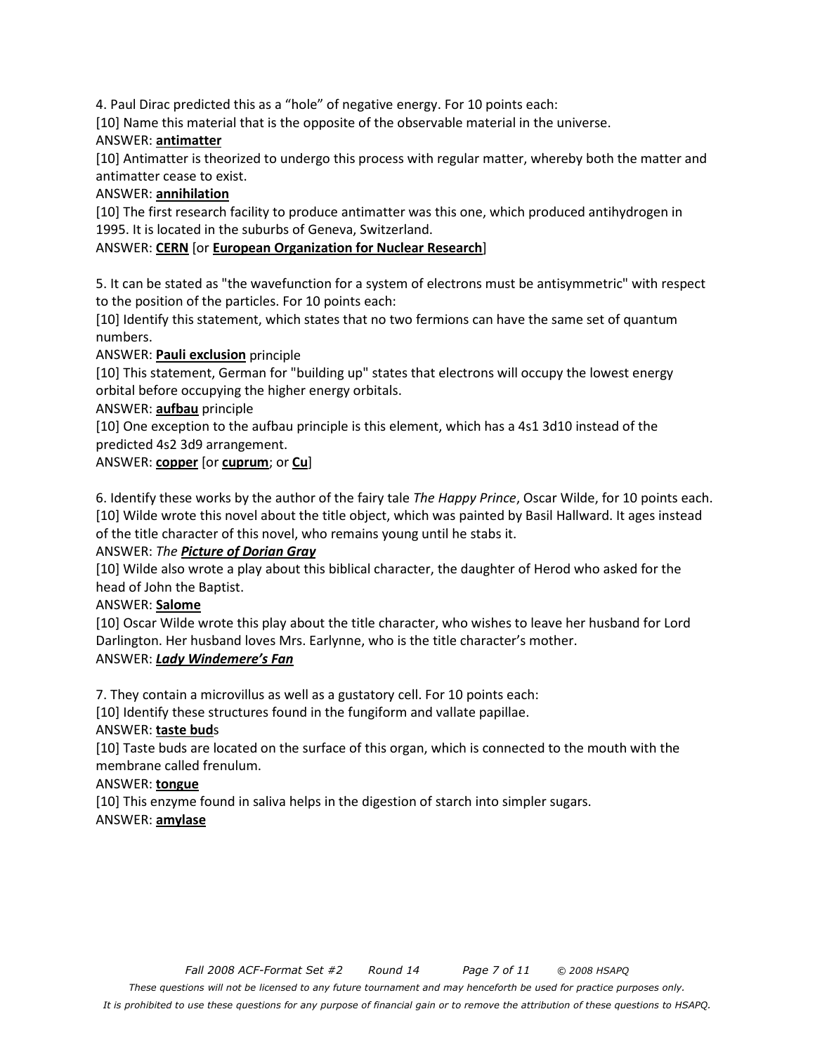4. Paul Dirac predicted this as a "hole" of negative energy. For 10 points each:

[10] Name this material that is the opposite of the observable material in the universe.

ANSWER: **antimatter**

[10] Antimatter is theorized to undergo this process with regular matter, whereby both the matter and antimatter cease to exist.

ANSWER: **annihilation**

[10] The first research facility to produce antimatter was this one, which produced antihydrogen in 1995. It is located in the suburbs of Geneva, Switzerland.

ANSWER: **CERN** [or **European Organization for Nuclear Research**]

5. It can be stated as "the wavefunction for a system of electrons must be antisymmetric" with respect to the position of the particles. For 10 points each:

[10] Identify this statement, which states that no two fermions can have the same set of quantum numbers.

ANSWER: **Pauli exclusion** principle

[10] This statement, German for "building up" states that electrons will occupy the lowest energy orbital before occupying the higher energy orbitals.

ANSWER: **aufbau** principle

[10] One exception to the aufbau principle is this element, which has a 4s1 3d10 instead of the predicted 4s2 3d9 arrangement.

ANSWER: **copper** [or **cuprum**; or **Cu**]

6. Identify these works by the author of the fairy tale *The Happy Prince*, Oscar Wilde, for 10 points each.

[10] Wilde wrote this novel about the title object, which was painted by Basil Hallward. It ages instead of the title character of this novel, who remains young until he stabs it.

ANSWER: *The **Picture of Dorian Gray***

[10] Wilde also wrote a play about this biblical character, the daughter of Herod who asked for the head of John the Baptist.

ANSWER: **Salome**

[10] Oscar Wilde wrote this play about the title character, who wishes to leave her husband for Lord Darlington. Her husband loves Mrs. Earlynne, who is the title character's mother.

ANSWER: ***Lady Windemere's Fan***

7. They contain a microvillus as well as a gustatory cell. For 10 points each:

[10] Identify these structures found in the fungiform and vallate papillae.

ANSWER: **taste bud**s

[10] Taste buds are located on the surface of this organ, which is connected to the mouth with the membrane called frenulum.

ANSWER: **tongue**

[10] This enzyme found in saliva helps in the digestion of starch into simpler sugars.

ANSWER: **amylase**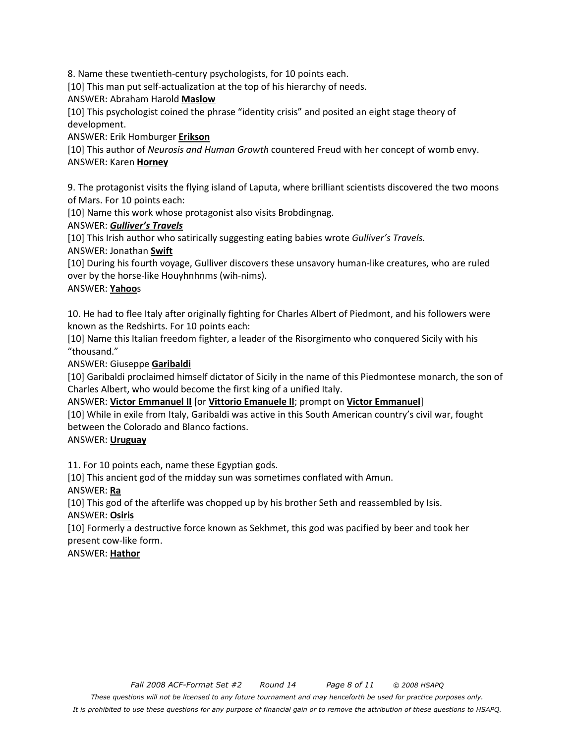8. Name these twentieth-century psychologists, for 10 points each.

[10] This man put self-actualization at the top of his hierarchy of needs.

ANSWER: Abraham Harold **Maslow**

[10] This psychologist coined the phrase "identity crisis" and posited an eight stage theory of development.

ANSWER: Erik Homburger **Erikson**

[10] This author of *Neurosis and Human Growth* countered Freud with her concept of womb envy.

ANSWER: Karen **Horney**

9. The protagonist visits the flying island of Laputa, where brilliant scientists discovered the two moons of Mars. For 10 points each:

[10] Name this work whose protagonist also visits Brobdingnag.

ANSWER: ***Gulliver's Travels***

[10] This Irish author who satirically suggesting eating babies wrote *Gulliver's Travels.*

ANSWER: Jonathan **Swift**

[10] During his fourth voyage, Gulliver discovers these unsavory human-like creatures, who are ruled over by the horse-like Houyhnhnms (wih-nims).

ANSWER: **Yahoo**s

10. He had to flee Italy after originally fighting for Charles Albert of Piedmont, and his followers were known as the Redshirts. For 10 points each:

[10] Name this Italian freedom fighter, a leader of the Risorgimento who conquered Sicily with his "thousand."

ANSWER: Giuseppe **Garibaldi**

[10] Garibaldi proclaimed himself dictator of Sicily in the name of this Piedmontese monarch, the son of Charles Albert, who would become the first king of a unified Italy.

ANSWER: **Victor Emmanuel II** [or **Vittorio Emanuele II**; prompt on **Victor Emmanuel**]

[10] While in exile from Italy, Garibaldi was active in this South American country's civil war, fought between the Colorado and Blanco factions.

ANSWER: **Uruguay**

11. For 10 points each, name these Egyptian gods.

[10] This ancient god of the midday sun was sometimes conflated with Amun.

ANSWER: **Ra**

[10] This god of the afterlife was chopped up by his brother Seth and reassembled by Isis.

ANSWER: **Osiris**

[10] Formerly a destructive force known as Sekhmet, this god was pacified by beer and took her present cow-like form.

ANSWER: **Hathor**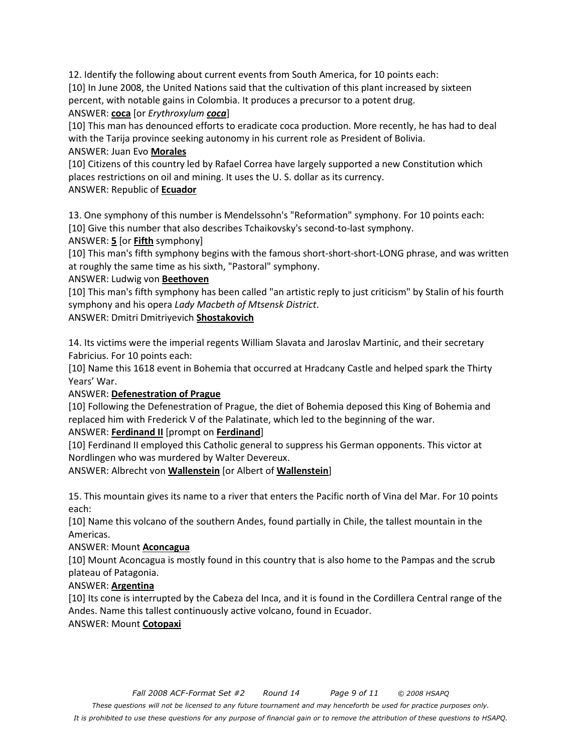12. Identify the following about current events from South America, for 10 points each:

[10] In June 2008, the United Nations said that the cultivation of this plant increased by sixteen percent, with notable gains in Colombia. It produces a precursor to a potent drug.

ANSWER: **<u>coca</u>** [or *Erythroxylum* ***<u>coca</u>***]

[10] This man has denounced efforts to eradicate coca production. More recently, he has had to deal with the Tarija province seeking autonomy in his current role as President of Bolivia.

ANSWER: Juan Evo **<u>Morales</u>**

[10] Citizens of this country led by Rafael Correa have largely supported a new Constitution which places restrictions on oil and mining. It uses the U. S. dollar as its currency.

ANSWER: Republic of **<u>Ecuador</u>**

13. One symphony of this number is Mendelssohn's "Reformation" symphony. For 10 points each:

[10] Give this number that also describes Tchaikovsky's second-to-last symphony.

ANSWER: **<u>5</u>** [or **<u>Fifth</u>** symphony]

[10] This man's fifth symphony begins with the famous short-short-short-LONG phrase, and was written at roughly the same time as his sixth, "Pastoral" symphony.

ANSWER: Ludwig von **<u>Beethoven</u>**

[10] This man's fifth symphony has been called "an artistic reply to just criticism" by Stalin of his fourth symphony and his opera *Lady Macbeth of Mtsensk District*.

ANSWER: Dmitri Dmitriyevich **<u>Shostakovich</u>**

14. Its victims were the imperial regents William Slavata and Jaroslav Martinic, and their secretary Fabricius. For 10 points each:

[10] Name this 1618 event in Bohemia that occurred at Hradcany Castle and helped spark the Thirty Years' War.

ANSWER: **<u>Defenestration of Prague</u>**

[10] Following the Defenestration of Prague, the diet of Bohemia deposed this King of Bohemia and replaced him with Frederick V of the Palatinate, which led to the beginning of the war.

ANSWER: **<u>Ferdinand II</u>** [prompt on **<u>Ferdinand</u>**]

[10] Ferdinand II employed this Catholic general to suppress his German opponents. This victor at Nordlingen who was murdered by Walter Devereux.

ANSWER: Albrecht von **<u>Wallenstein</u>** [or Albert of **<u>Wallenstein</u>**]

15. This mountain gives its name to a river that enters the Pacific north of Vina del Mar. For 10 points each:

[10] Name this volcano of the southern Andes, found partially in Chile, the tallest mountain in the Americas.

ANSWER: Mount **<u>Aconcagua</u>**

[10] Mount Aconcagua is mostly found in this country that is also home to the Pampas and the scrub plateau of Patagonia.

ANSWER: **<u>Argentina</u>**

[10] Its cone is interrupted by the Cabeza del Inca, and it is found in the Cordillera Central range of the Andes. Name this tallest continuously active volcano, found in Ecuador.

ANSWER: Mount **<u>Cotopaxi</u>**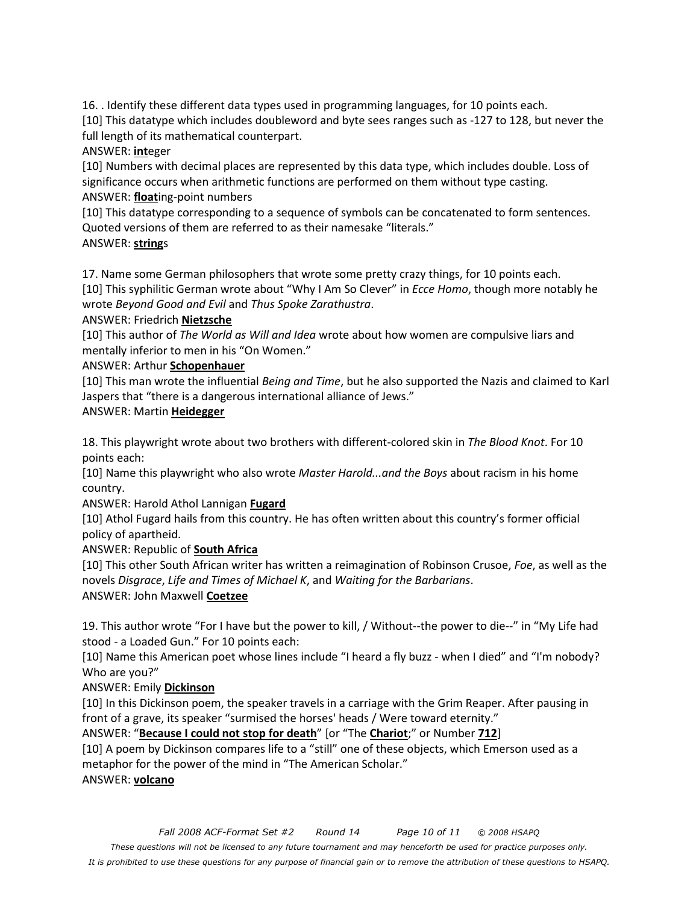16. . Identify these different data types used in programming languages, for 10 points each.

[10] This datatype which includes doubleword and byte sees ranges such as -127 to 128, but never the full length of its mathematical counterpart.

ANSWER: **int**eger

[10] Numbers with decimal places are represented by this data type, which includes double. Loss of significance occurs when arithmetic functions are performed on them without type casting.

ANSWER: **float**ing-point numbers

[10] This datatype corresponding to a sequence of symbols can be concatenated to form sentences. Quoted versions of them are referred to as their namesake "literals."

ANSWER: **string**s

17. Name some German philosophers that wrote some pretty crazy things, for 10 points each.

[10] This syphilitic German wrote about "Why I Am So Clever" in *Ecce Homo*, though more notably he wrote *Beyond Good and Evil* and *Thus Spoke Zarathustra*.

ANSWER: Friedrich **Nietzsche**

[10] This author of *The World as Will and Idea* wrote about how women are compulsive liars and mentally inferior to men in his "On Women."

ANSWER: Arthur **Schopenhauer**

[10] This man wrote the influential *Being and Time*, but he also supported the Nazis and claimed to Karl Jaspers that "there is a dangerous international alliance of Jews."

ANSWER: Martin **Heidegger**

18. This playwright wrote about two brothers with different-colored skin in *The Blood Knot*. For 10 points each:

[10] Name this playwright who also wrote *Master Harold...and the Boys* about racism in his home country.

ANSWER: Harold Athol Lannigan **Fugard**

[10] Athol Fugard hails from this country. He has often written about this country's former official policy of apartheid.

ANSWER: Republic of **South Africa**

[10] This other South African writer has written a reimagination of Robinson Crusoe, *Foe*, as well as the novels *Disgrace*, *Life and Times of Michael K*, and *Waiting for the Barbarians*.

ANSWER: John Maxwell **Coetzee**

19. This author wrote "For I have but the power to kill, / Without--the power to die--" in "My Life had stood - a Loaded Gun." For 10 points each:

[10] Name this American poet whose lines include "I heard a fly buzz - when I died" and "I'm nobody? Who are you?"

ANSWER: Emily **Dickinson**

[10] In this Dickinson poem, the speaker travels in a carriage with the Grim Reaper. After pausing in front of a grave, its speaker "surmised the horses' heads / Were toward eternity."

ANSWER: "**Because I could not stop for death**" [or "The **Chariot**;" or Number **712**]

[10] A poem by Dickinson compares life to a "still" one of these objects, which Emerson used as a metaphor for the power of the mind in "The American Scholar."

ANSWER: **volcano**

*These questions will not be licensed to any future tournament and may henceforth be used for practice purposes only.*

*It is prohibited to use these questions for any purpose of financial gain or to remove the attribution of these questions to HSAPQ.*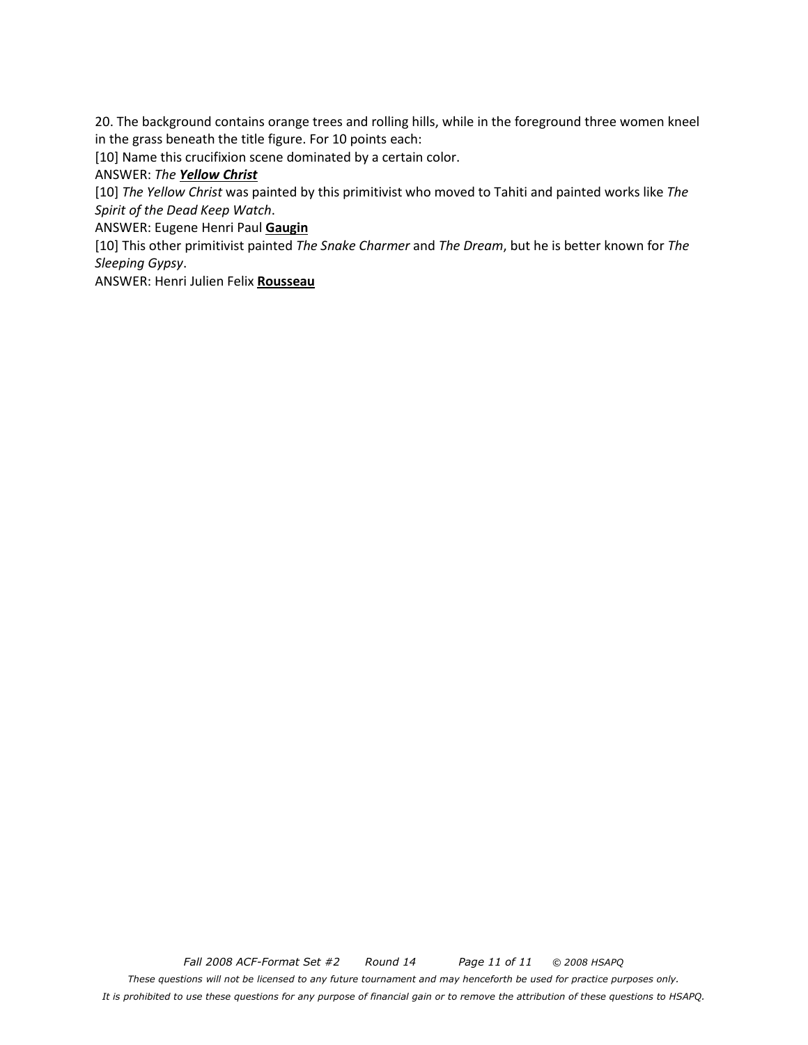20. The background contains orange trees and rolling hills, while in the foreground three women kneel in the grass beneath the title figure. For 10 points each:

[10] Name this crucifixion scene dominated by a certain color.

ANSWER: *The* ***__Yellow Christ__***

[10] *The Yellow Christ* was painted by this primitivist who moved to Tahiti and painted works like *The Spirit of the Dead Keep Watch*.

ANSWER: Eugene Henri Paul **__Gaugin__**

[10] This other primitivist painted *The Snake Charmer* and *The Dream*, but he is better known for *The Sleeping Gypsy*.

ANSWER: Henri Julien Felix **__Rousseau__**